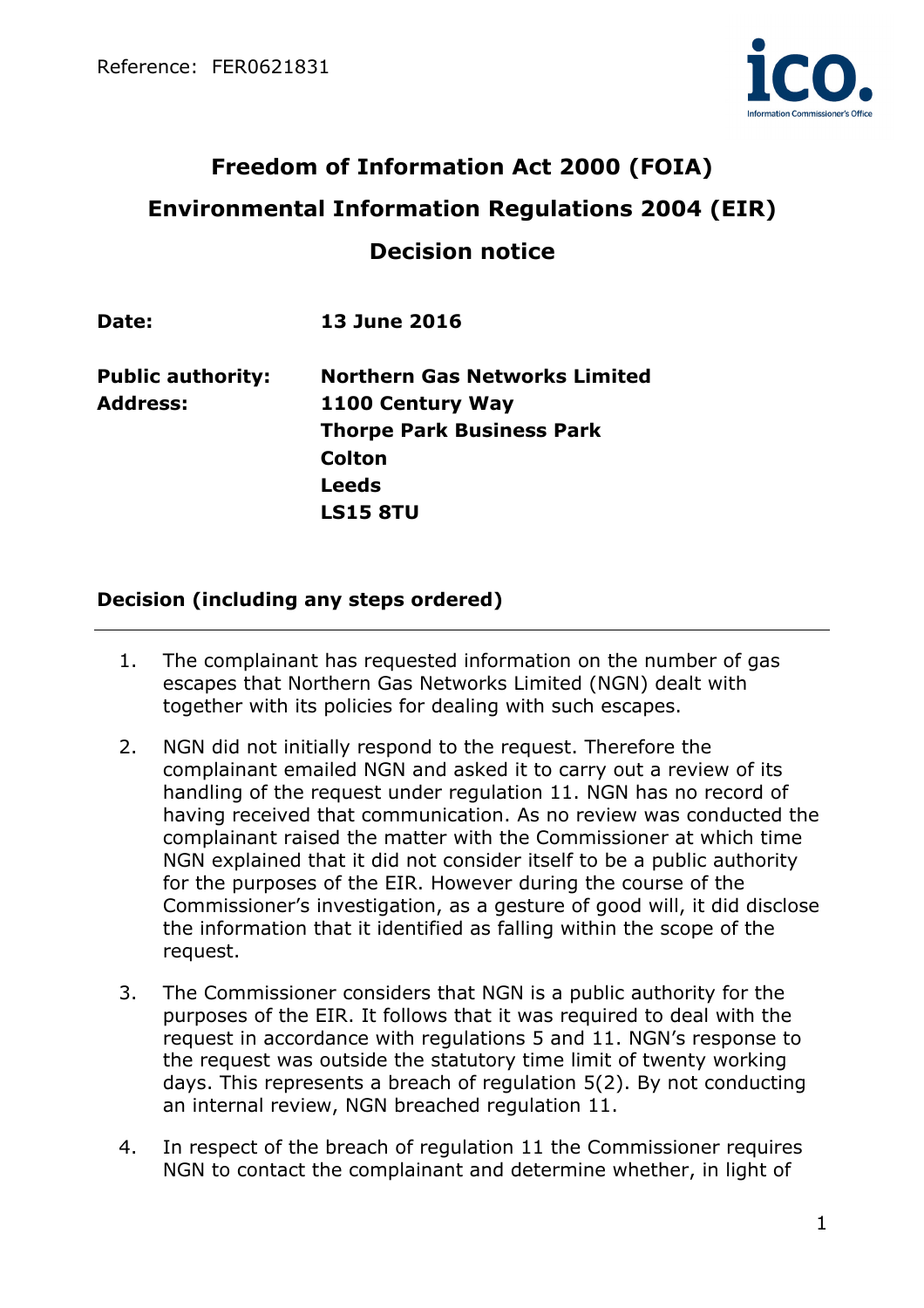Reference: FER0621831

# Freedom of Information Act 2000 (FOIA)
# Environmental Information Regulations 2004 (EIR)
# Decision notice

**Date:** 13 June 2016

**Public authority:** Northern Gas Networks Limited
**Address:** 1100 Century Way
Thorpe Park Business Park
Colton
Leeds
LS15 8TU

## Decision (including any steps ordered)

1. The complainant has requested information on the number of gas escapes that Northern Gas Networks Limited (NGN) dealt with together with its policies for dealing with such escapes.

2. NGN did not initially respond to the request. Therefore the complainant emailed NGN and asked it to carry out a review of its handling of the request under regulation 11. NGN has no record of having received that communication. As no review was conducted the complainant raised the matter with the Commissioner at which time NGN explained that it did not consider itself to be a public authority for the purposes of the EIR. However during the course of the Commissioner's investigation, as a gesture of good will, it did disclose the information that it identified as falling within the scope of the request.

3. The Commissioner considers that NGN is a public authority for the purposes of the EIR. It follows that it was required to deal with the request in accordance with regulations 5 and 11. NGN's response to the request was outside the statutory time limit of twenty working days. This represents a breach of regulation 5(2). By not conducting an internal review, NGN breached regulation 11.

4. In respect of the breach of regulation 11 the Commissioner requires NGN to contact the complainant and determine whether, in light of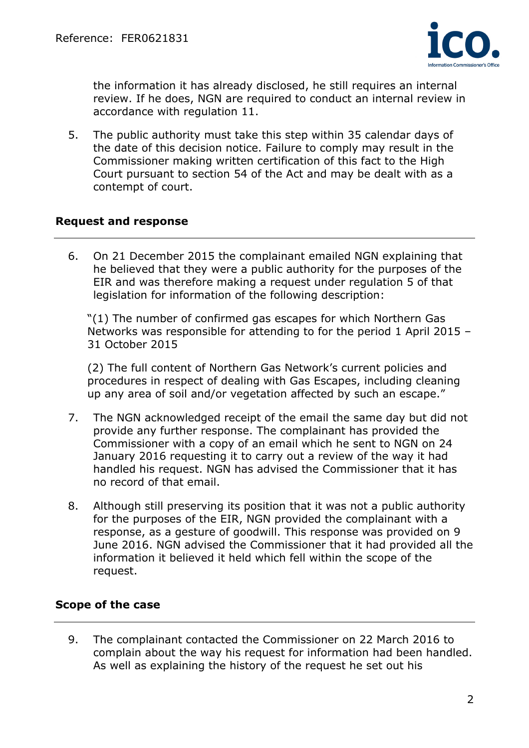the information it has already disclosed, he still requires an internal review. If he does, NGN are required to conduct an internal review in accordance with regulation 11.

5. The public authority must take this step within 35 calendar days of the date of this decision notice. Failure to comply may result in the Commissioner making written certification of this fact to the High Court pursuant to section 54 of the Act and may be dealt with as a contempt of court.

## Request and response

6. On 21 December 2015 the complainant emailed NGN explaining that he believed that they were a public authority for the purposes of the EIR and was therefore making a request under regulation 5 of that legislation for information of the following description:

"(1) The number of confirmed gas escapes for which Northern Gas Networks was responsible for attending to for the period 1 April 2015 – 31 October 2015

(2) The full content of Northern Gas Network's current policies and procedures in respect of dealing with Gas Escapes, including cleaning up any area of soil and/or vegetation affected by such an escape."

7. The NGN acknowledged receipt of the email the same day but did not provide any further response. The complainant has provided the Commissioner with a copy of an email which he sent to NGN on 24 January 2016 requesting it to carry out a review of the way it had handled his request. NGN has advised the Commissioner that it has no record of that email.

8. Although still preserving its position that it was not a public authority for the purposes of the EIR, NGN provided the complainant with a response, as a gesture of goodwill. This response was provided on 9 June 2016. NGN advised the Commissioner that it had provided all the information it believed it held which fell within the scope of the request.

## Scope of the case

9. The complainant contacted the Commissioner on 22 March 2016 to complain about the way his request for information had been handled. As well as explaining the history of the request he set out his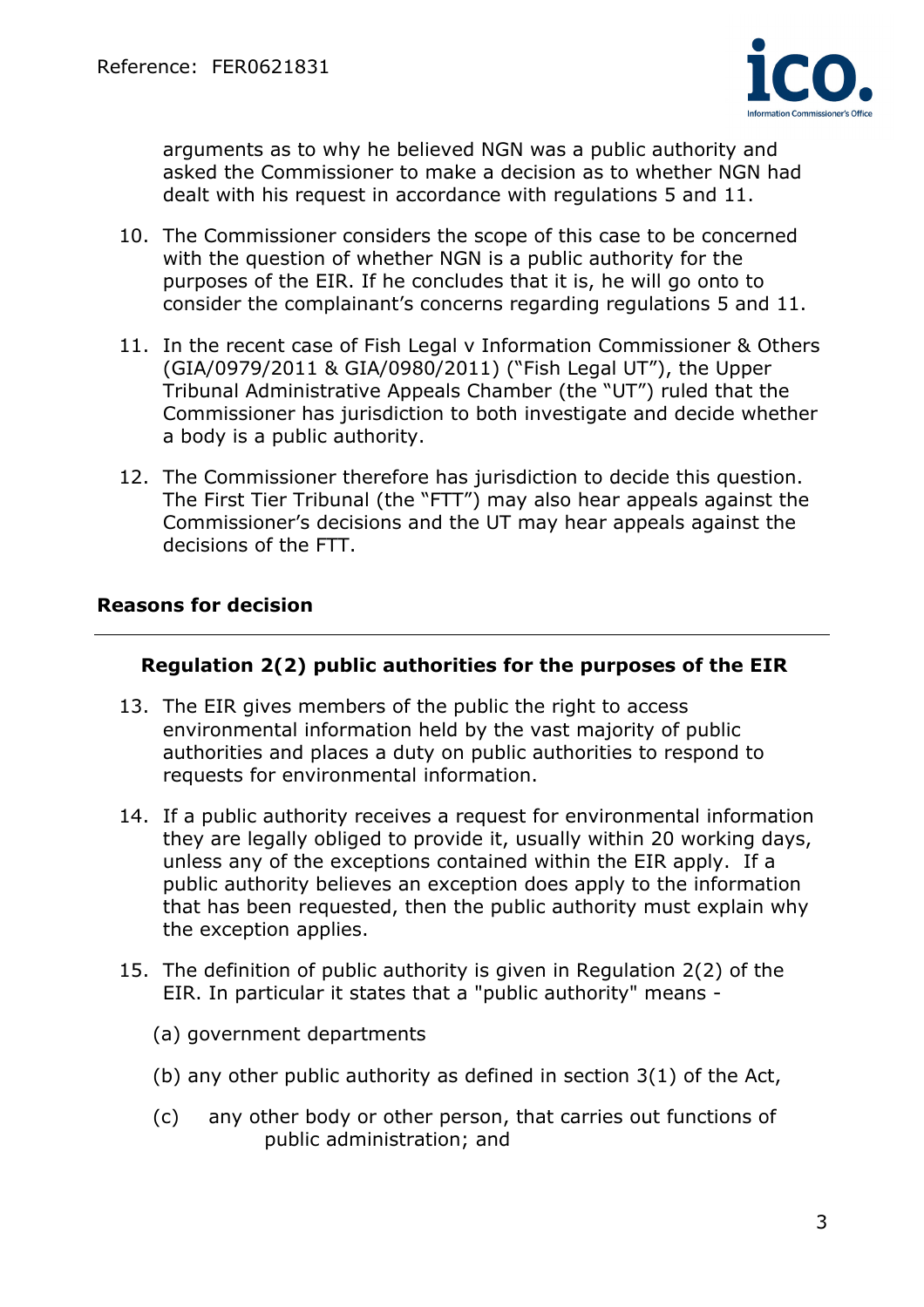arguments as to why he believed NGN was a public authority and asked the Commissioner to make a decision as to whether NGN had dealt with his request in accordance with regulations 5 and 11.

10. The Commissioner considers the scope of this case to be concerned with the question of whether NGN is a public authority for the purposes of the EIR. If he concludes that it is, he will go onto to consider the complainant's concerns regarding regulations 5 and 11.

11. In the recent case of Fish Legal v Information Commissioner & Others (GIA/0979/2011 & GIA/0980/2011) ("Fish Legal UT"), the Upper Tribunal Administrative Appeals Chamber (the "UT") ruled that the Commissioner has jurisdiction to both investigate and decide whether a body is a public authority.

12. The Commissioner therefore has jurisdiction to decide this question. The First Tier Tribunal (the "FTT") may also hear appeals against the Commissioner's decisions and the UT may hear appeals against the decisions of the FTT.

## Reasons for decision

### Regulation 2(2) public authorities for the purposes of the EIR

13. The EIR gives members of the public the right to access environmental information held by the vast majority of public authorities and places a duty on public authorities to respond to requests for environmental information.

14. If a public authority receives a request for environmental information they are legally obliged to provide it, usually within 20 working days, unless any of the exceptions contained within the EIR apply. If a public authority believes an exception does apply to the information that has been requested, then the public authority must explain why the exception applies.

15. The definition of public authority is given in Regulation 2(2) of the EIR. In particular it states that a "public authority" means -

   (a) government departments

   (b) any other public authority as defined in section 3(1) of the Act,

   (c) any other body or other person, that carries out functions of public administration; and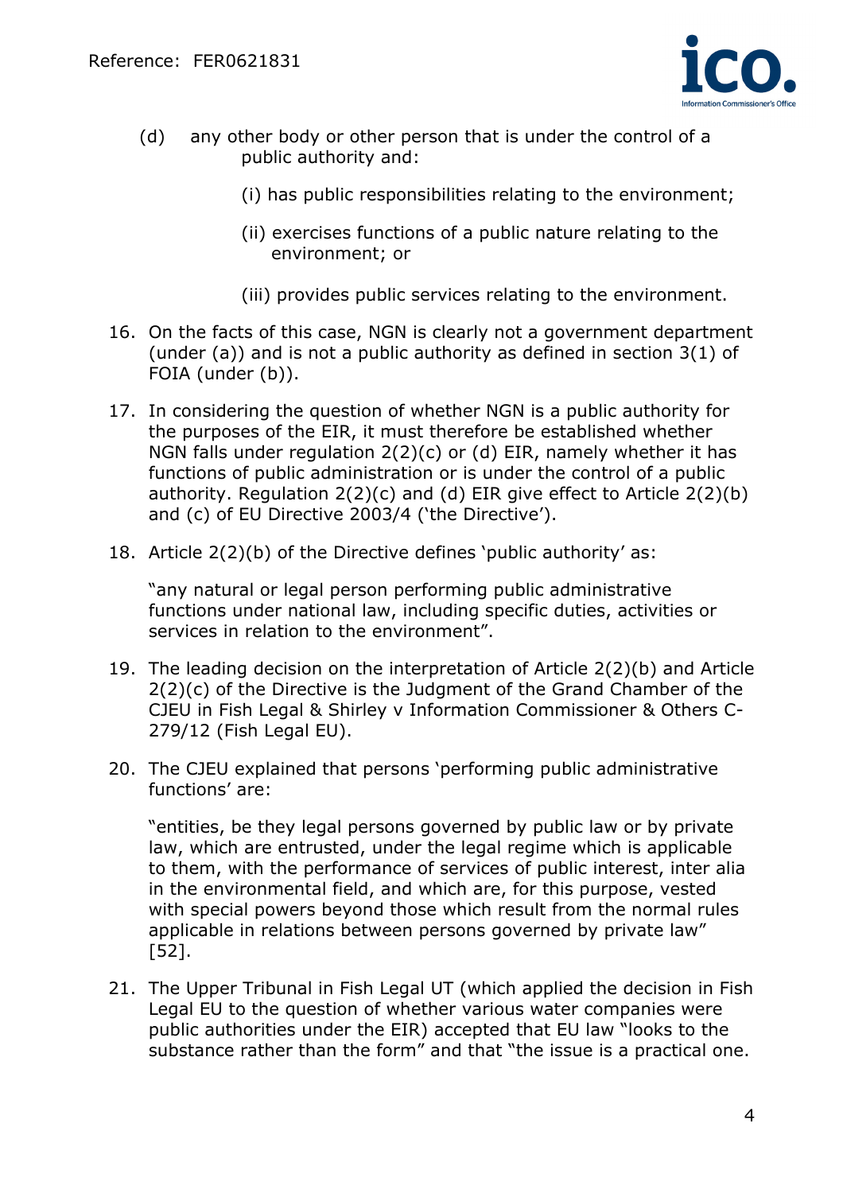(d) any other body or other person that is under the control of a public authority and:

   (i) has public responsibilities relating to the environment;

   (ii) exercises functions of a public nature relating to the environment; or

   (iii) provides public services relating to the environment.

16. On the facts of this case, NGN is clearly not a government department (under (a)) and is not a public authority as defined in section 3(1) of FOIA (under (b)).

17. In considering the question of whether NGN is a public authority for the purposes of the EIR, it must therefore be established whether NGN falls under regulation 2(2)(c) or (d) EIR, namely whether it has functions of public administration or is under the control of a public authority. Regulation 2(2)(c) and (d) EIR give effect to Article 2(2)(b) and (c) of EU Directive 2003/4 ('the Directive').

18. Article 2(2)(b) of the Directive defines 'public authority' as:

    "any natural or legal person performing public administrative functions under national law, including specific duties, activities or services in relation to the environment".

19. The leading decision on the interpretation of Article 2(2)(b) and Article 2(2)(c) of the Directive is the Judgment of the Grand Chamber of the CJEU in Fish Legal & Shirley v Information Commissioner & Others C-279/12 (Fish Legal EU).

20. The CJEU explained that persons 'performing public administrative functions' are:

    "entities, be they legal persons governed by public law or by private law, which are entrusted, under the legal regime which is applicable to them, with the performance of services of public interest, inter alia in the environmental field, and which are, for this purpose, vested with special powers beyond those which result from the normal rules applicable in relations between persons governed by private law" [52].

21. The Upper Tribunal in Fish Legal UT (which applied the decision in Fish Legal EU to the question of whether various water companies were public authorities under the EIR) accepted that EU law "looks to the substance rather than the form" and that "the issue is a practical one.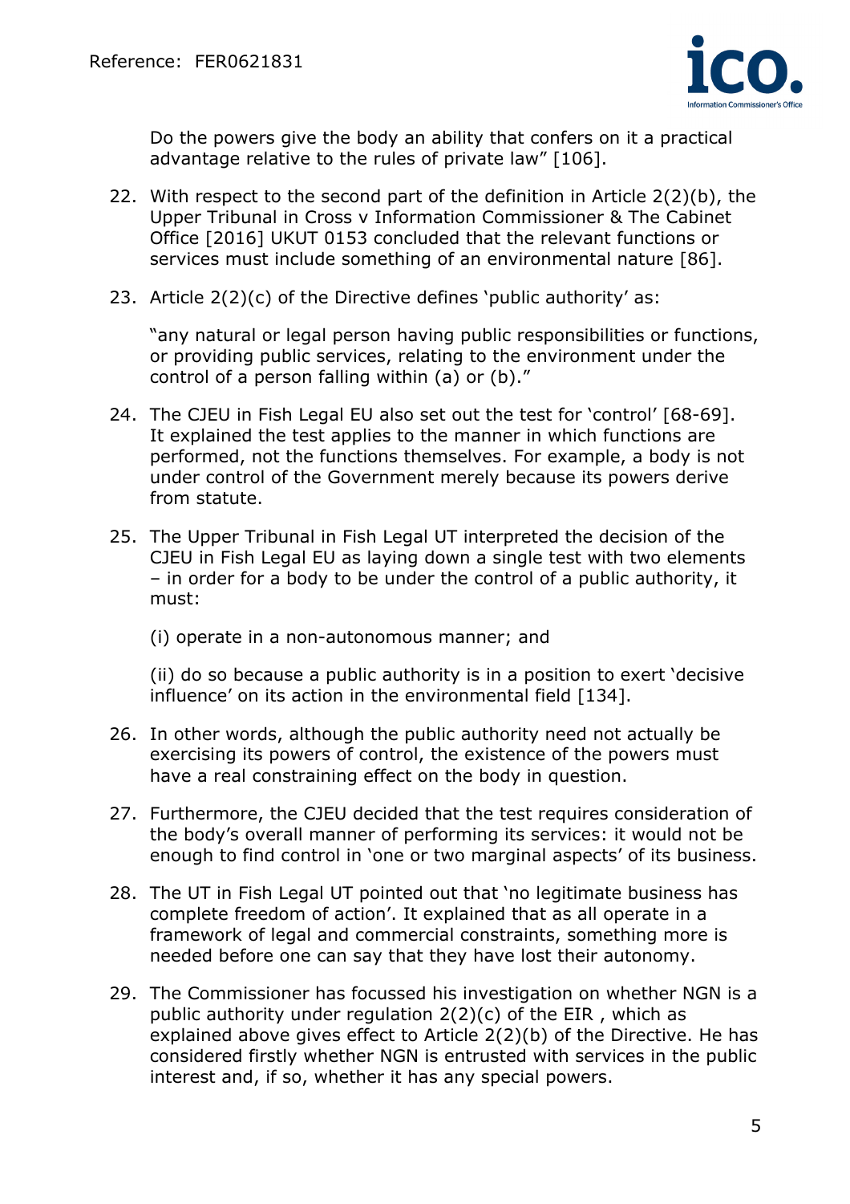Do the powers give the body an ability that confers on it a practical advantage relative to the rules of private law" [106].

22. With respect to the second part of the definition in Article 2(2)(b), the Upper Tribunal in Cross v Information Commissioner & The Cabinet Office [2016] UKUT 0153 concluded that the relevant functions or services must include something of an environmental nature [86].

23. Article 2(2)(c) of the Directive defines 'public authority' as:

    "any natural or legal person having public responsibilities or functions, or providing public services, relating to the environment under the control of a person falling within (a) or (b)."

24. The CJEU in Fish Legal EU also set out the test for 'control' [68-69]. It explained the test applies to the manner in which functions are performed, not the functions themselves. For example, a body is not under control of the Government merely because its powers derive from statute.

25. The Upper Tribunal in Fish Legal UT interpreted the decision of the CJEU in Fish Legal EU as laying down a single test with two elements – in order for a body to be under the control of a public authority, it must:

    (i) operate in a non-autonomous manner; and

    (ii) do so because a public authority is in a position to exert 'decisive influence' on its action in the environmental field [134].

26. In other words, although the public authority need not actually be exercising its powers of control, the existence of the powers must have a real constraining effect on the body in question.

27. Furthermore, the CJEU decided that the test requires consideration of the body's overall manner of performing its services: it would not be enough to find control in 'one or two marginal aspects' of its business.

28. The UT in Fish Legal UT pointed out that 'no legitimate business has complete freedom of action'. It explained that as all operate in a framework of legal and commercial constraints, something more is needed before one can say that they have lost their autonomy.

29. The Commissioner has focussed his investigation on whether NGN is a public authority under regulation 2(2)(c) of the EIR , which as explained above gives effect to Article 2(2)(b) of the Directive. He has considered firstly whether NGN is entrusted with services in the public interest and, if so, whether it has any special powers.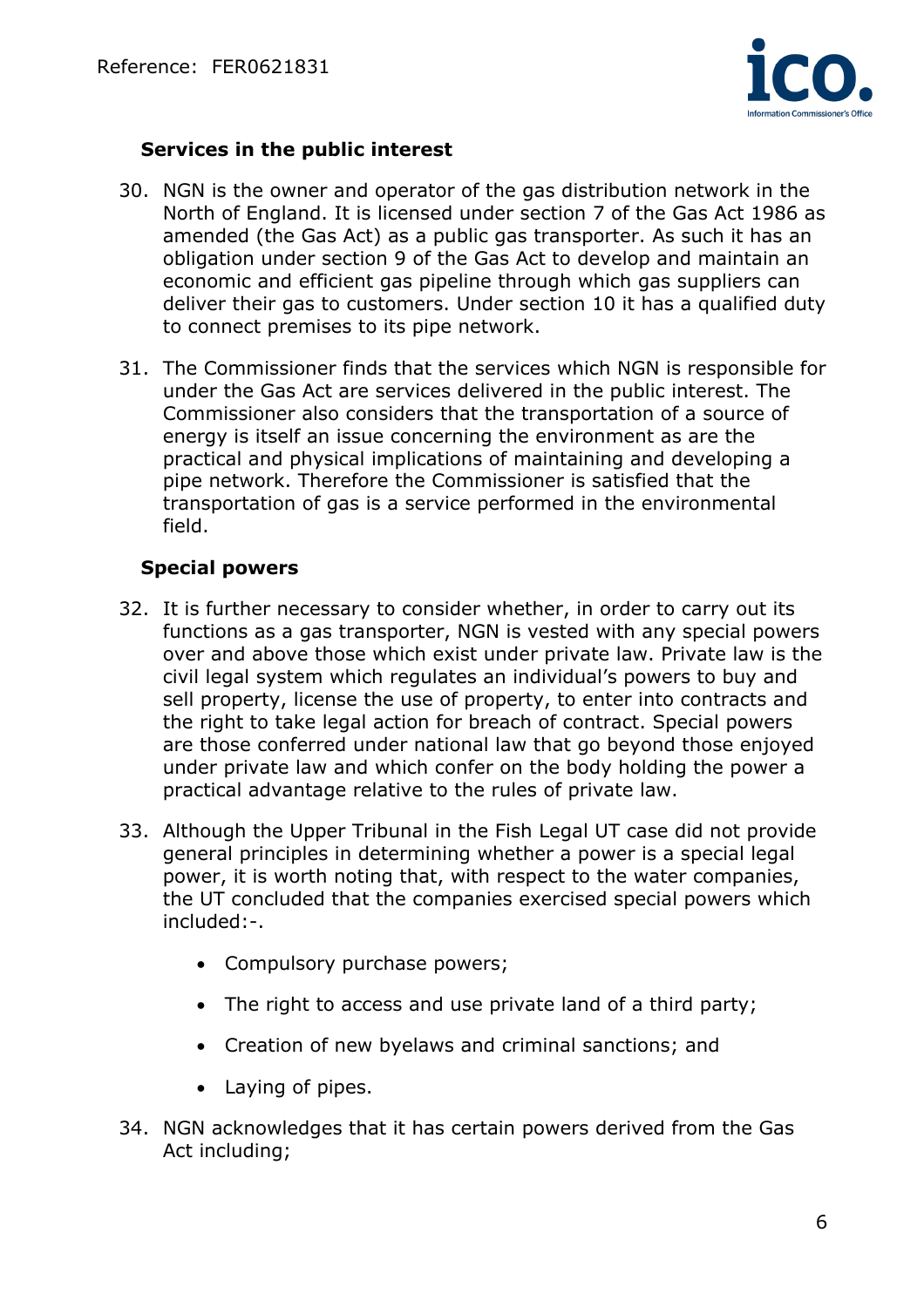### Services in the public interest

30. NGN is the owner and operator of the gas distribution network in the North of England. It is licensed under section 7 of the Gas Act 1986 as amended (the Gas Act) as a public gas transporter. As such it has an obligation under section 9 of the Gas Act to develop and maintain an economic and efficient gas pipeline through which gas suppliers can deliver their gas to customers. Under section 10 it has a qualified duty to connect premises to its pipe network.

31. The Commissioner finds that the services which NGN is responsible for under the Gas Act are services delivered in the public interest. The Commissioner also considers that the transportation of a source of energy is itself an issue concerning the environment as are the practical and physical implications of maintaining and developing a pipe network. Therefore the Commissioner is satisfied that the transportation of gas is a service performed in the environmental field.

### Special powers

32. It is further necessary to consider whether, in order to carry out its functions as a gas transporter, NGN is vested with any special powers over and above those which exist under private law. Private law is the civil legal system which regulates an individual's powers to buy and sell property, license the use of property, to enter into contracts and the right to take legal action for breach of contract. Special powers are those conferred under national law that go beyond those enjoyed under private law and which confer on the body holding the power a practical advantage relative to the rules of private law.

33. Although the Upper Tribunal in the Fish Legal UT case did not provide general principles in determining whether a power is a special legal power, it is worth noting that, with respect to the water companies, the UT concluded that the companies exercised special powers which included:-.

    - Compulsory purchase powers;
    - The right to access and use private land of a third party;
    - Creation of new byelaws and criminal sanctions; and
    - Laying of pipes.

34. NGN acknowledges that it has certain powers derived from the Gas Act including;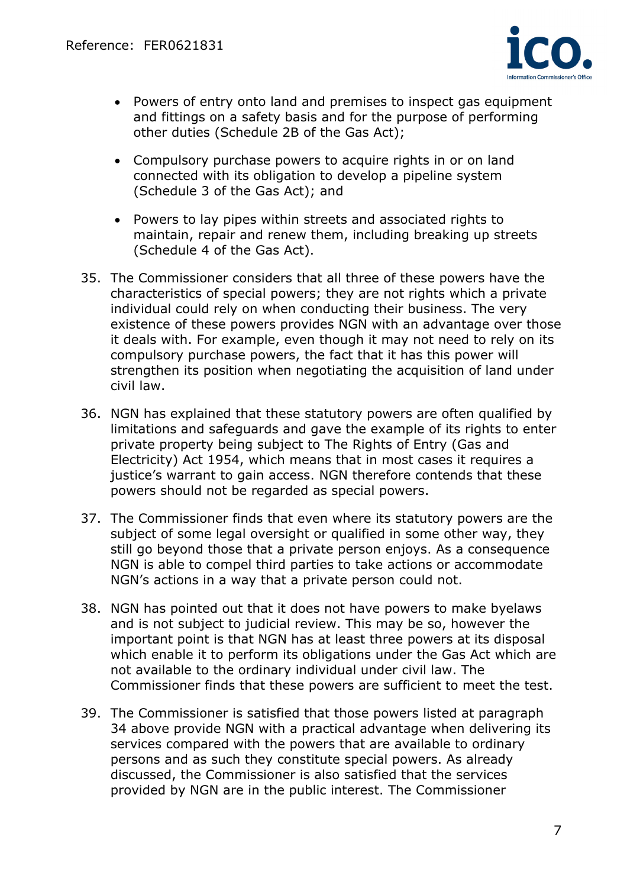- Powers of entry onto land and premises to inspect gas equipment and fittings on a safety basis and for the purpose of performing other duties (Schedule 2B of the Gas Act);

- Compulsory purchase powers to acquire rights in or on land connected with its obligation to develop a pipeline system (Schedule 3 of the Gas Act); and

- Powers to lay pipes within streets and associated rights to maintain, repair and renew them, including breaking up streets (Schedule 4 of the Gas Act).

35. The Commissioner considers that all three of these powers have the characteristics of special powers; they are not rights which a private individual could rely on when conducting their business. The very existence of these powers provides NGN with an advantage over those it deals with. For example, even though it may not need to rely on its compulsory purchase powers, the fact that it has this power will strengthen its position when negotiating the acquisition of land under civil law.

36. NGN has explained that these statutory powers are often qualified by limitations and safeguards and gave the example of its rights to enter private property being subject to The Rights of Entry (Gas and Electricity) Act 1954, which means that in most cases it requires a justice's warrant to gain access. NGN therefore contends that these powers should not be regarded as special powers.

37. The Commissioner finds that even where its statutory powers are the subject of some legal oversight or qualified in some other way, they still go beyond those that a private person enjoys. As a consequence NGN is able to compel third parties to take actions or accommodate NGN's actions in a way that a private person could not.

38. NGN has pointed out that it does not have powers to make byelaws and is not subject to judicial review. This may be so, however the important point is that NGN has at least three powers at its disposal which enable it to perform its obligations under the Gas Act which are not available to the ordinary individual under civil law. The Commissioner finds that these powers are sufficient to meet the test.

39. The Commissioner is satisfied that those powers listed at paragraph 34 above provide NGN with a practical advantage when delivering its services compared with the powers that are available to ordinary persons and as such they constitute special powers. As already discussed, the Commissioner is also satisfied that the services provided by NGN are in the public interest. The Commissioner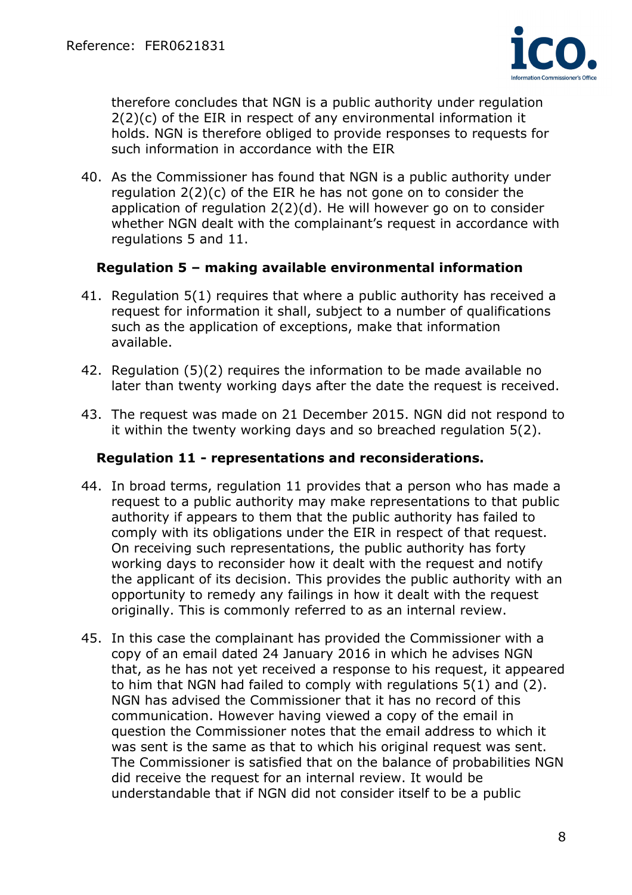therefore concludes that NGN is a public authority under regulation 2(2)(c) of the EIR in respect of any environmental information it holds. NGN is therefore obliged to provide responses to requests for such information in accordance with the EIR

40. As the Commissioner has found that NGN is a public authority under regulation 2(2)(c) of the EIR he has not gone on to consider the application of regulation 2(2)(d). He will however go on to consider whether NGN dealt with the complainant's request in accordance with regulations 5 and 11.

### Regulation 5 – making available environmental information

41. Regulation 5(1) requires that where a public authority has received a request for information it shall, subject to a number of qualifications such as the application of exceptions, make that information available.

42. Regulation (5)(2) requires the information to be made available no later than twenty working days after the date the request is received.

43. The request was made on 21 December 2015. NGN did not respond to it within the twenty working days and so breached regulation 5(2).

### Regulation 11 - representations and reconsiderations.

44. In broad terms, regulation 11 provides that a person who has made a request to a public authority may make representations to that public authority if appears to them that the public authority has failed to comply with its obligations under the EIR in respect of that request. On receiving such representations, the public authority has forty working days to reconsider how it dealt with the request and notify the applicant of its decision. This provides the public authority with an opportunity to remedy any failings in how it dealt with the request originally. This is commonly referred to as an internal review.

45. In this case the complainant has provided the Commissioner with a copy of an email dated 24 January 2016 in which he advises NGN that, as he has not yet received a response to his request, it appeared to him that NGN had failed to comply with regulations 5(1) and (2). NGN has advised the Commissioner that it has no record of this communication. However having viewed a copy of the email in question the Commissioner notes that the email address to which it was sent is the same as that to which his original request was sent. The Commissioner is satisfied that on the balance of probabilities NGN did receive the request for an internal review. It would be understandable that if NGN did not consider itself to be a public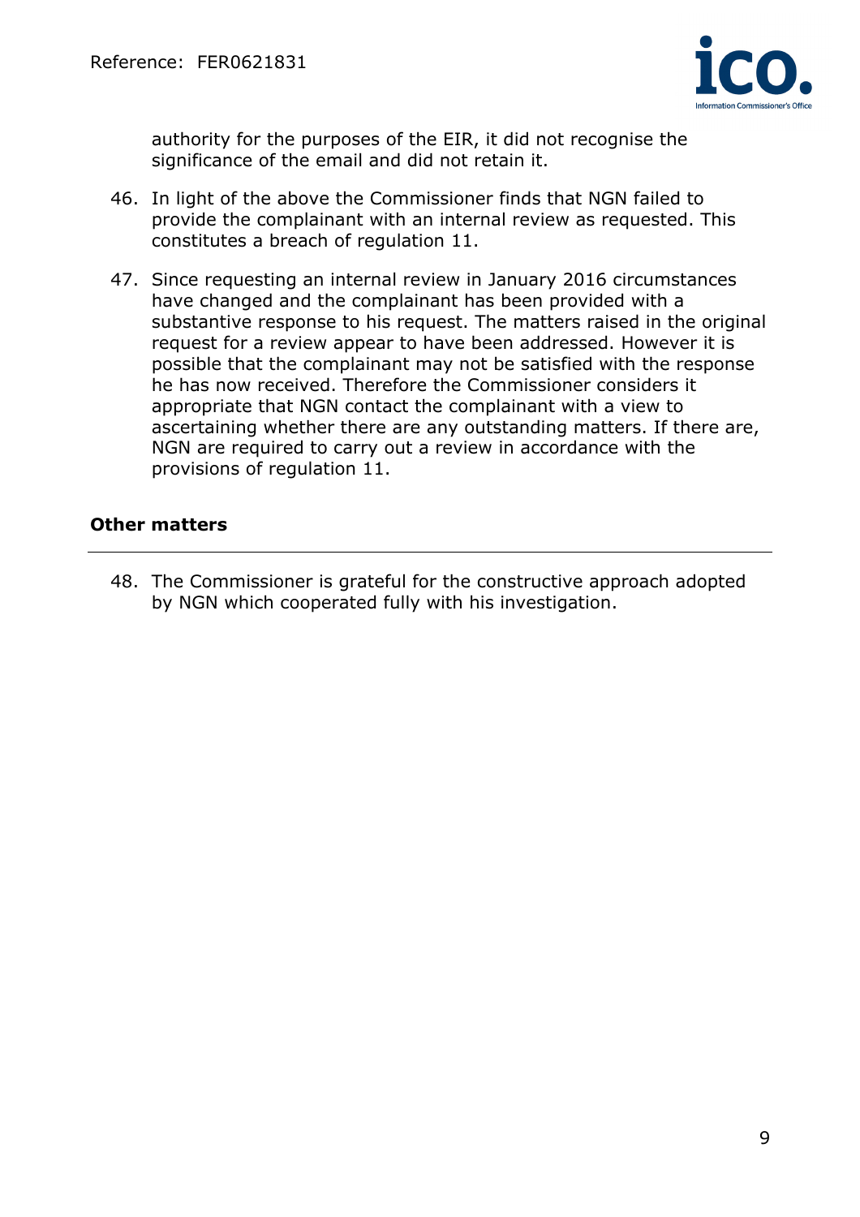authority for the purposes of the EIR, it did not recognise the significance of the email and did not retain it.

46. In light of the above the Commissioner finds that NGN failed to provide the complainant with an internal review as requested. This constitutes a breach of regulation 11.

47. Since requesting an internal review in January 2016 circumstances have changed and the complainant has been provided with a substantive response to his request. The matters raised in the original request for a review appear to have been addressed. However it is possible that the complainant may not be satisfied with the response he has now received. Therefore the Commissioner considers it appropriate that NGN contact the complainant with a view to ascertaining whether there are any outstanding matters. If there are, NGN are required to carry out a review in accordance with the provisions of regulation 11.

## Other matters

48. The Commissioner is grateful for the constructive approach adopted by NGN which cooperated fully with his investigation.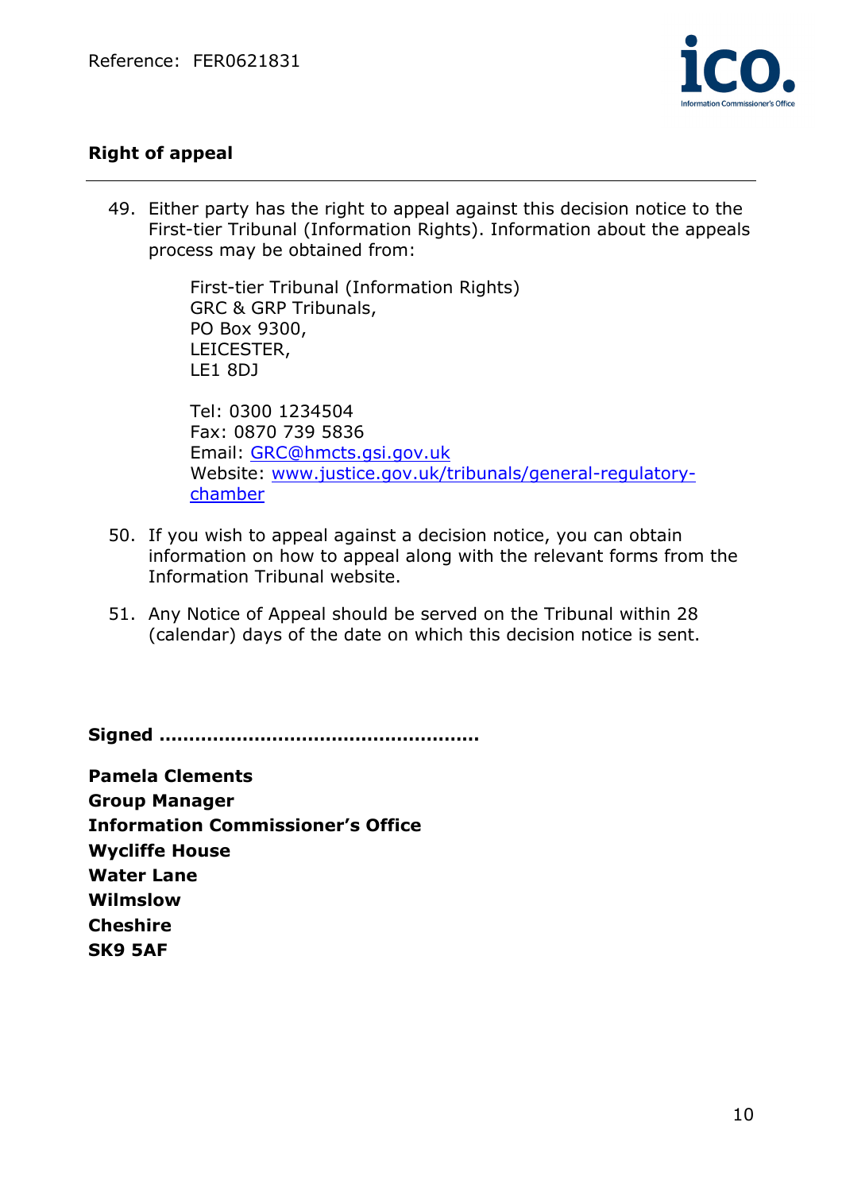## Right of appeal

49. Either party has the right to appeal against this decision notice to the First-tier Tribunal (Information Rights). Information about the appeals process may be obtained from:

    First-tier Tribunal (Information Rights)
    GRC & GRP Tribunals,
    PO Box 9300,
    LEICESTER,
    LE1 8DJ

    Tel: 0300 1234504
    Fax: 0870 739 5836
    Email: GRC@hmcts.gsi.gov.uk
    Website: www.justice.gov.uk/tribunals/general-regulatory-chamber

50. If you wish to appeal against a decision notice, you can obtain information on how to appeal along with the relevant forms from the Information Tribunal website.

51. Any Notice of Appeal should be served on the Tribunal within 28 (calendar) days of the date on which this decision notice is sent.

**Signed ………………………………………………**

**Pamela Clements**
**Group Manager**
**Information Commissioner's Office**
**Wycliffe House**
**Water Lane**
**Wilmslow**
**Cheshire**
**SK9 5AF**